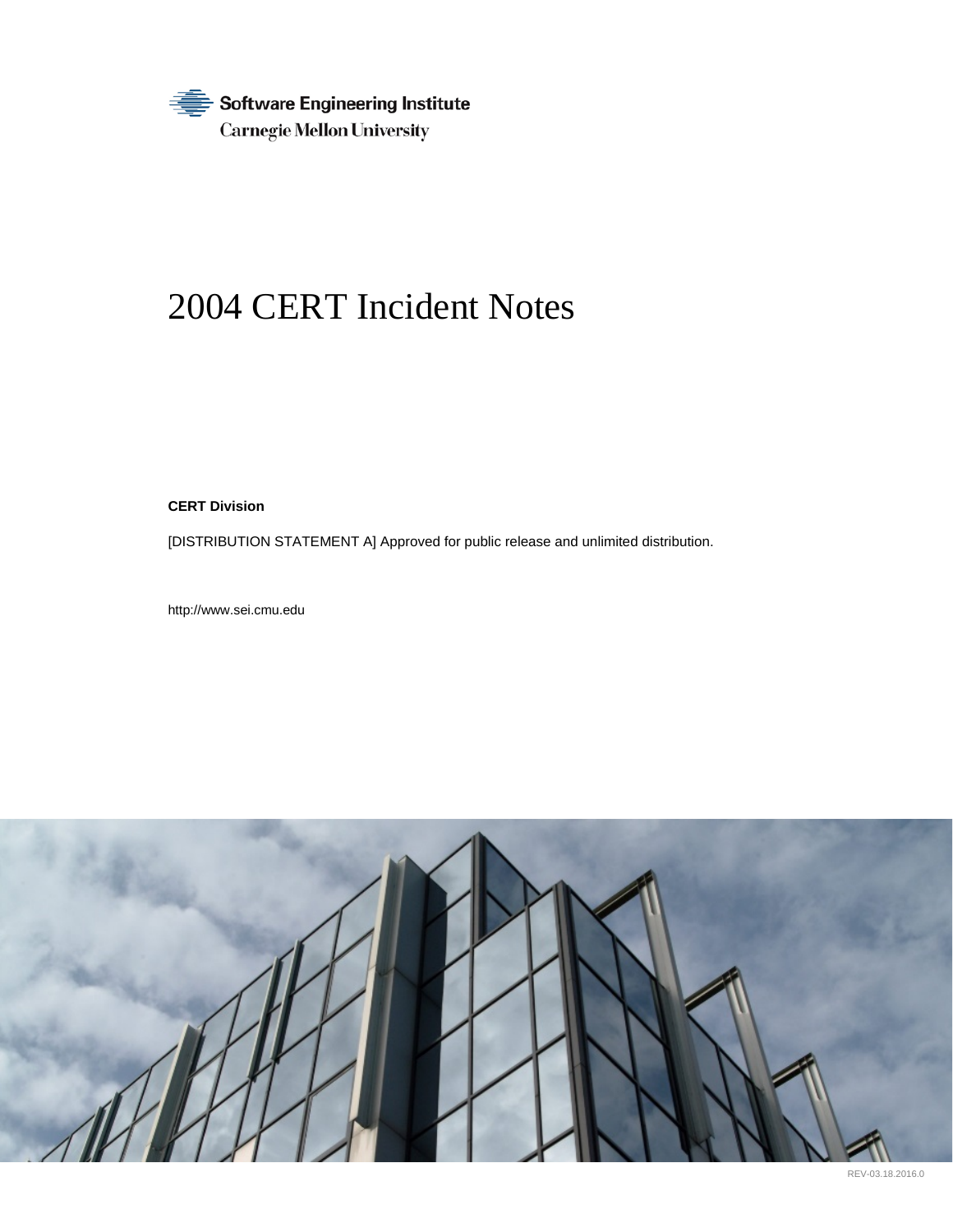Software Engineering Institute
Carnegie Mellon University

# 2004 CERT Incident Notes

**CERT Division**

[DISTRIBUTION STATEMENT A] Approved for public release and unlimited distribution.

http://www.sei.cmu.edu

REV-03.18.2016.0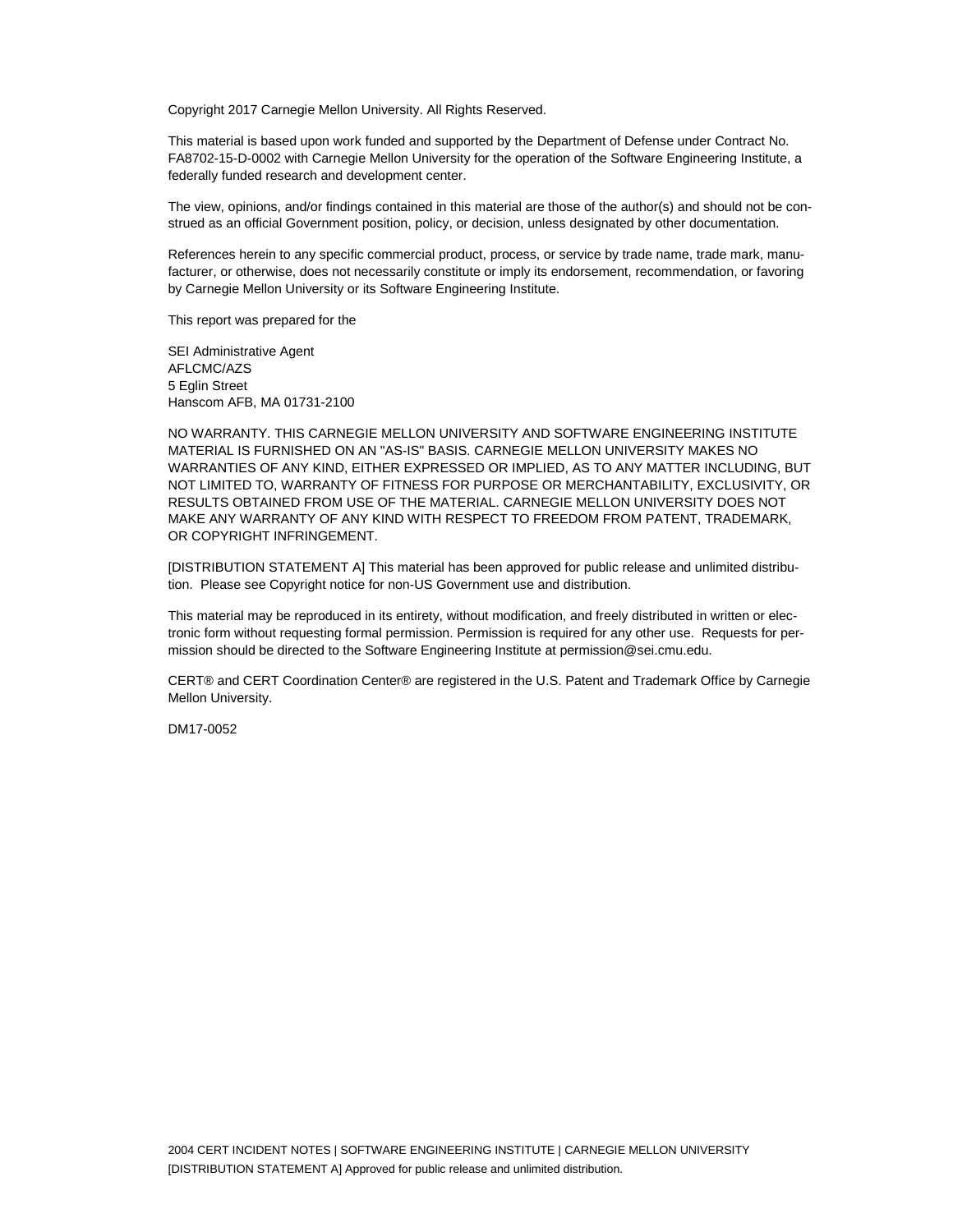Copyright 2017 Carnegie Mellon University. All Rights Reserved.

This material is based upon work funded and supported by the Department of Defense under Contract No. FA8702-15-D-0002 with Carnegie Mellon University for the operation of the Software Engineering Institute, a federally funded research and development center.

The view, opinions, and/or findings contained in this material are those of the author(s) and should not be construed as an official Government position, policy, or decision, unless designated by other documentation.

References herein to any specific commercial product, process, or service by trade name, trade mark, manufacturer, or otherwise, does not necessarily constitute or imply its endorsement, recommendation, or favoring by Carnegie Mellon University or its Software Engineering Institute.

This report was prepared for the

SEI Administrative Agent
AFLCMC/AZS
5 Eglin Street
Hanscom AFB, MA 01731-2100

NO WARRANTY. THIS CARNEGIE MELLON UNIVERSITY AND SOFTWARE ENGINEERING INSTITUTE MATERIAL IS FURNISHED ON AN "AS-IS" BASIS. CARNEGIE MELLON UNIVERSITY MAKES NO WARRANTIES OF ANY KIND, EITHER EXPRESSED OR IMPLIED, AS TO ANY MATTER INCLUDING, BUT NOT LIMITED TO, WARRANTY OF FITNESS FOR PURPOSE OR MERCHANTABILITY, EXCLUSIVITY, OR RESULTS OBTAINED FROM USE OF THE MATERIAL. CARNEGIE MELLON UNIVERSITY DOES NOT MAKE ANY WARRANTY OF ANY KIND WITH RESPECT TO FREEDOM FROM PATENT, TRADEMARK, OR COPYRIGHT INFRINGEMENT.

[DISTRIBUTION STATEMENT A] This material has been approved for public release and unlimited distribution. Please see Copyright notice for non-US Government use and distribution.

This material may be reproduced in its entirety, without modification, and freely distributed in written or electronic form without requesting formal permission. Permission is required for any other use. Requests for permission should be directed to the Software Engineering Institute at permission@sei.cmu.edu.

CERT® and CERT Coordination Center® are registered in the U.S. Patent and Trademark Office by Carnegie Mellon University.

DM17-0052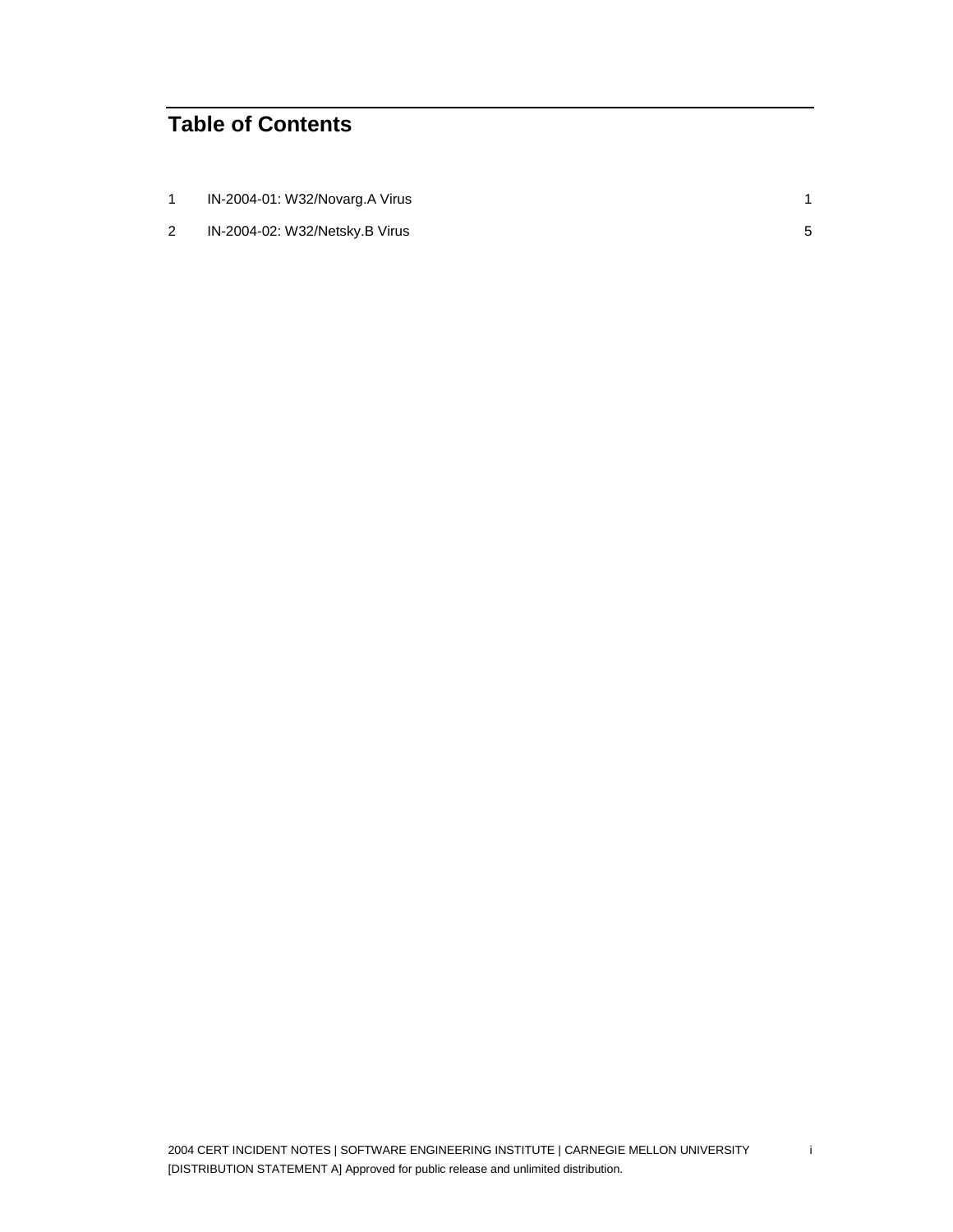# Table of Contents

| | | |
|---|---|---|
| 1 | IN-2004-01: W32/Novarg.A Virus | 1 |
| 2 | IN-2004-02: W32/Netsky.B Virus | 5 |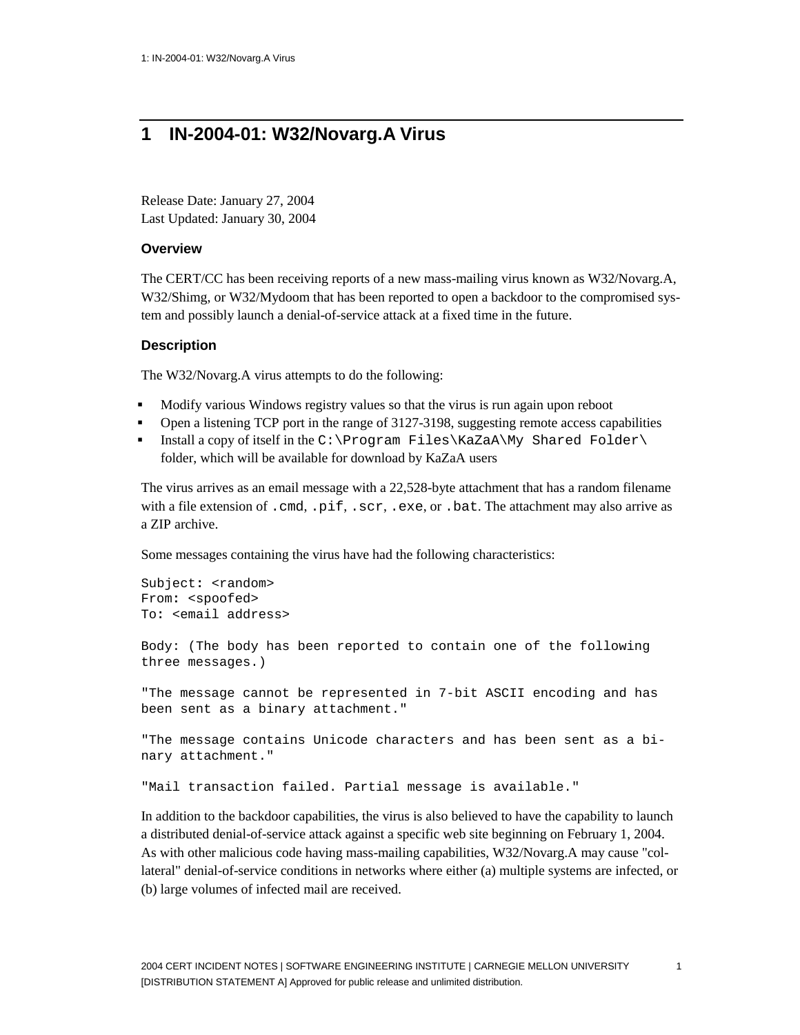# 1 IN-2004-01: W32/Novarg.A Virus

Release Date: January 27, 2004
Last Updated: January 30, 2004

### Overview

The CERT/CC has been receiving reports of a new mass-mailing virus known as W32/Novarg.A, W32/Shimg, or W32/Mydoom that has been reported to open a backdoor to the compromised system and possibly launch a denial-of-service attack at a fixed time in the future.

### Description

The W32/Novarg.A virus attempts to do the following:

- Modify various Windows registry values so that the virus is run again upon reboot
- Open a listening TCP port in the range of 3127-3198, suggesting remote access capabilities
- Install a copy of itself in the `C:\Program Files\KaZaA\My Shared Folder\` folder, which will be available for download by KaZaA users

The virus arrives as an email message with a 22,528-byte attachment that has a random filename with a file extension of `.cmd`, `.pif`, `.scr`, `.exe`, or `.bat`. The attachment may also arrive as a ZIP archive.

Some messages containing the virus have had the following characteristics:

```
Subject: <random>
From: <spoofed>
To: <email address>

Body: (The body has been reported to contain one of the following
three messages.)

"The message cannot be represented in 7-bit ASCII encoding and has
been sent as a binary attachment."

"The message contains Unicode characters and has been sent as a bi-
nary attachment."

"Mail transaction failed. Partial message is available."
```

In addition to the backdoor capabilities, the virus is also believed to have the capability to launch a distributed denial-of-service attack against a specific web site beginning on February 1, 2004. As with other malicious code having mass-mailing capabilities, W32/Novarg.A may cause "collateral" denial-of-service conditions in networks where either (a) multiple systems are infected, or (b) large volumes of infected mail are received.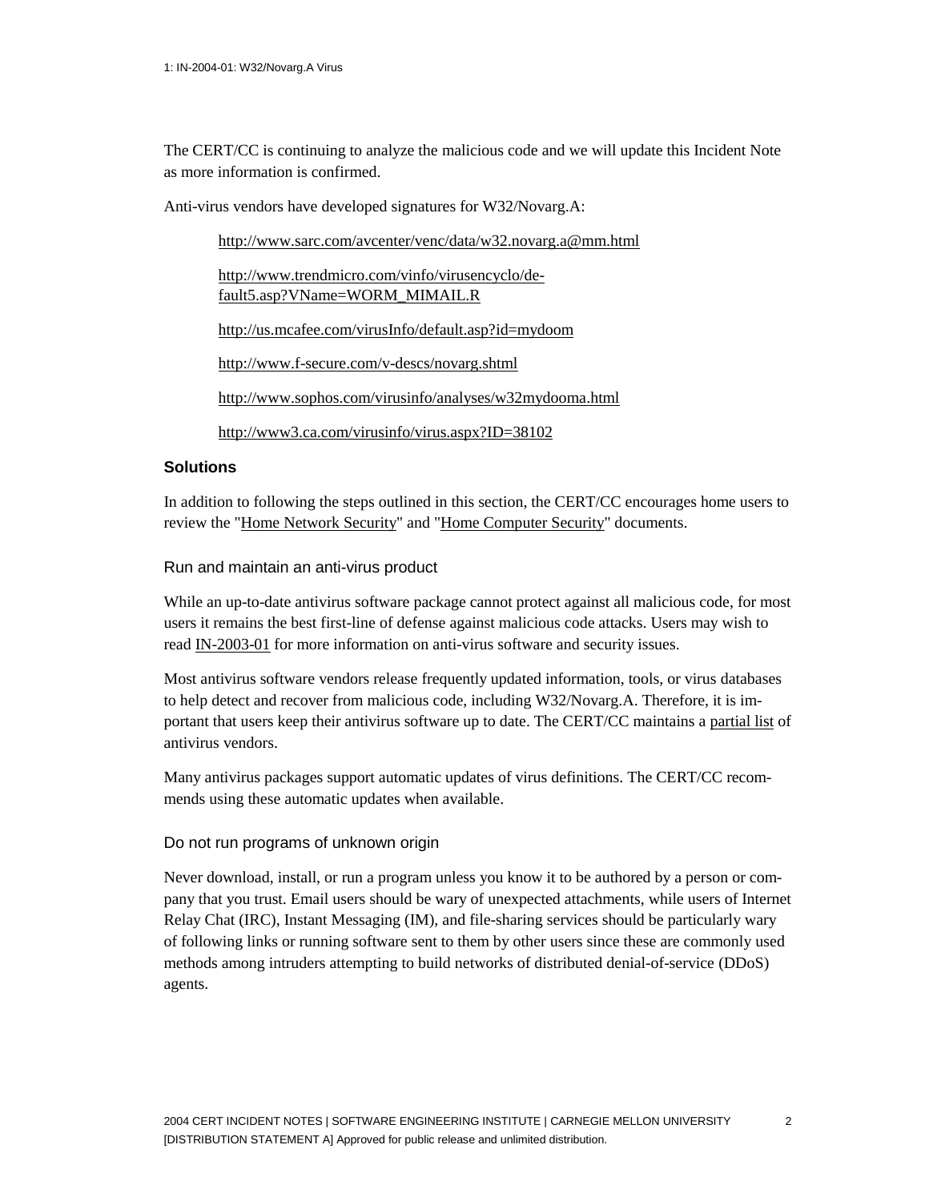The CERT/CC is continuing to analyze the malicious code and we will update this Incident Note as more information is confirmed.

Anti-virus vendors have developed signatures for W32/Novarg.A:

> http://www.sarc.com/avcenter/venc/data/w32.novarg.a@mm.html
>
> http://www.trendmicro.com/vinfo/virusencyclo/default5.asp?VName=WORM_MIMAIL.R
>
> http://us.mcafee.com/virusInfo/default.asp?id=mydoom
>
> http://www.f-secure.com/v-descs/novarg.shtml
>
> http://www.sophos.com/virusinfo/analyses/w32mydooma.html
>
> http://www3.ca.com/virusinfo/virus.aspx?ID=38102

## Solutions

In addition to following the steps outlined in this section, the CERT/CC encourages home users to review the "Home Network Security" and "Home Computer Security" documents.

### Run and maintain an anti-virus product

While an up-to-date antivirus software package cannot protect against all malicious code, for most users it remains the best first-line of defense against malicious code attacks. Users may wish to read IN-2003-01 for more information on anti-virus software and security issues.

Most antivirus software vendors release frequently updated information, tools, or virus databases to help detect and recover from malicious code, including W32/Novarg.A. Therefore, it is important that users keep their antivirus software up to date. The CERT/CC maintains a partial list of antivirus vendors.

Many antivirus packages support automatic updates of virus definitions. The CERT/CC recommends using these automatic updates when available.

### Do not run programs of unknown origin

Never download, install, or run a program unless you know it to be authored by a person or company that you trust. Email users should be wary of unexpected attachments, while users of Internet Relay Chat (IRC), Instant Messaging (IM), and file-sharing services should be particularly wary of following links or running software sent to them by other users since these are commonly used methods among intruders attempting to build networks of distributed denial-of-service (DDoS) agents.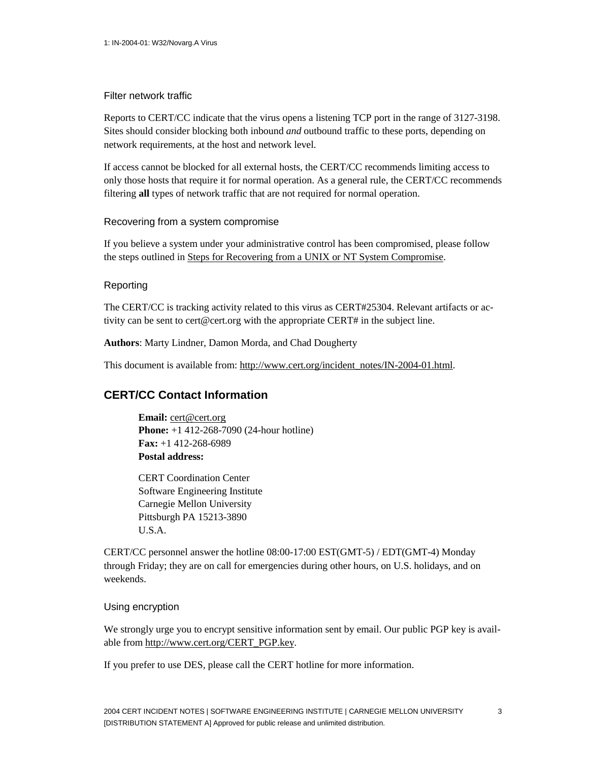### Filter network traffic

Reports to CERT/CC indicate that the virus opens a listening TCP port in the range of 3127-3198. Sites should consider blocking both inbound *and* outbound traffic to these ports, depending on network requirements, at the host and network level.

If access cannot be blocked for all external hosts, the CERT/CC recommends limiting access to only those hosts that require it for normal operation. As a general rule, the CERT/CC recommends filtering **all** types of network traffic that are not required for normal operation.

### Recovering from a system compromise

If you believe a system under your administrative control has been compromised, please follow the steps outlined in Steps for Recovering from a UNIX or NT System Compromise.

### Reporting

The CERT/CC is tracking activity related to this virus as CERT#25304. Relevant artifacts or activity can be sent to cert@cert.org with the appropriate CERT# in the subject line.

**Authors**: Marty Lindner, Damon Morda, and Chad Dougherty

This document is available from: http://www.cert.org/incident_notes/IN-2004-01.html.

## CERT/CC Contact Information

**Email:** cert@cert.org
**Phone:** +1 412-268-7090 (24-hour hotline)
**Fax:** +1 412-268-6989
**Postal address:**

CERT Coordination Center
Software Engineering Institute
Carnegie Mellon University
Pittsburgh PA 15213-3890
U.S.A.

CERT/CC personnel answer the hotline 08:00-17:00 EST(GMT-5) / EDT(GMT-4) Monday through Friday; they are on call for emergencies during other hours, on U.S. holidays, and on weekends.

### Using encryption

We strongly urge you to encrypt sensitive information sent by email. Our public PGP key is available from http://www.cert.org/CERT_PGP.key.

If you prefer to use DES, please call the CERT hotline for more information.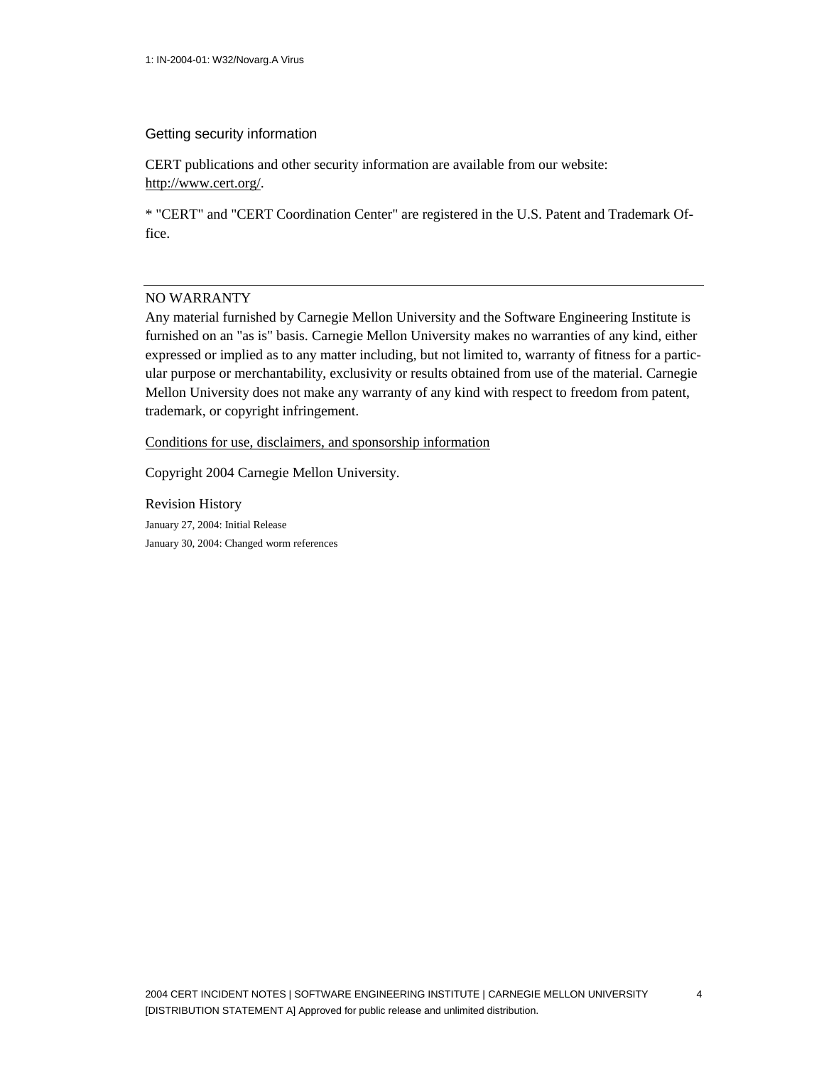## Getting security information

CERT publications and other security information are available from our website: http://www.cert.org/.

* "CERT" and "CERT Coordination Center" are registered in the U.S. Patent and Trademark Office.

---

NO WARRANTY

Any material furnished by Carnegie Mellon University and the Software Engineering Institute is furnished on an "as is" basis. Carnegie Mellon University makes no warranties of any kind, either expressed or implied as to any matter including, but not limited to, warranty of fitness for a particular purpose or merchantability, exclusivity or results obtained from use of the material. Carnegie Mellon University does not make any warranty of any kind with respect to freedom from patent, trademark, or copyright infringement.

Conditions for use, disclaimers, and sponsorship information

Copyright 2004 Carnegie Mellon University.

Revision History

January 27, 2004: Initial Release

January 30, 2004: Changed worm references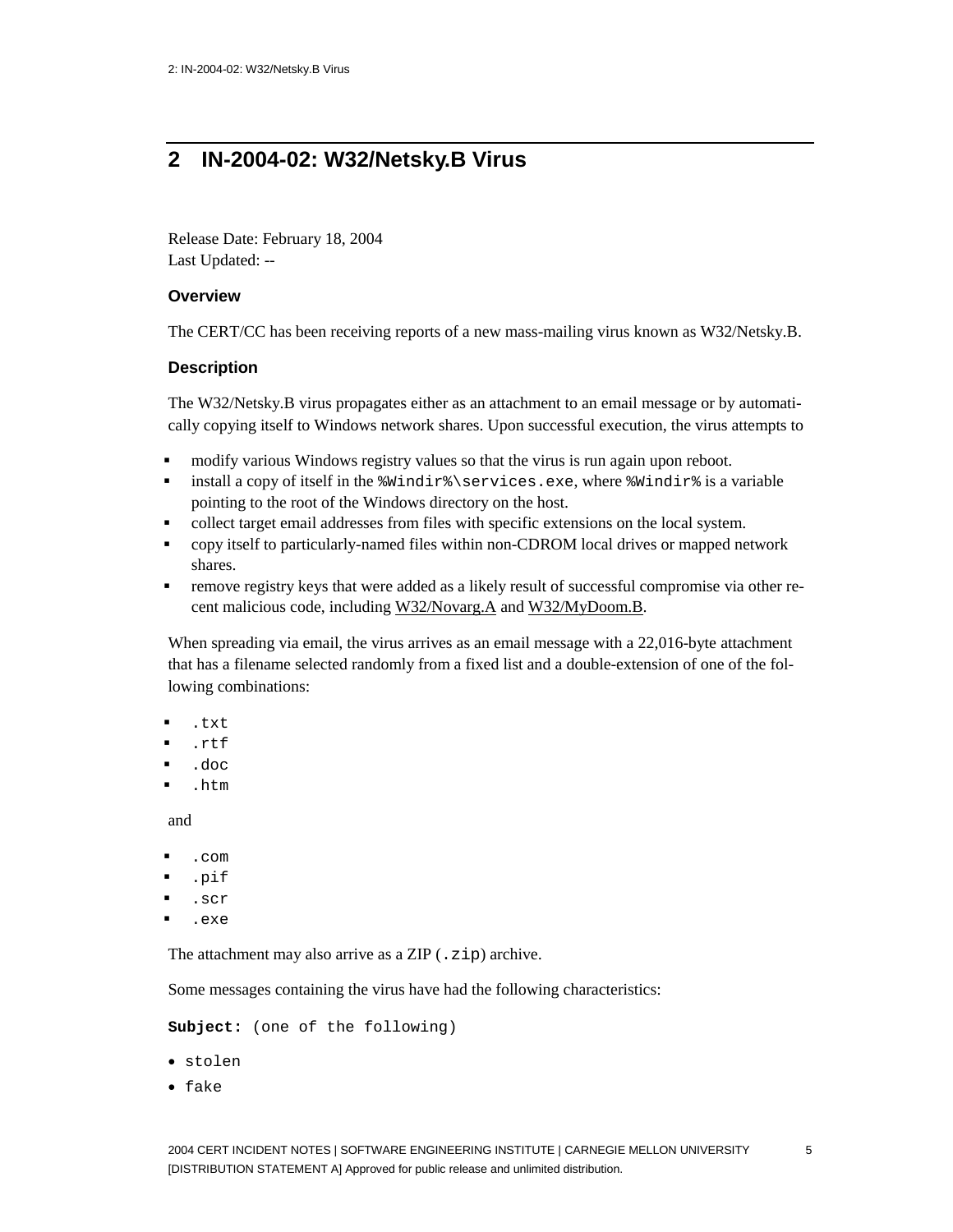# 2 IN-2004-02: W32/Netsky.B Virus

Release Date: February 18, 2004
Last Updated: --

### Overview

The CERT/CC has been receiving reports of a new mass-mailing virus known as W32/Netsky.B.

### Description

The W32/Netsky.B virus propagates either as an attachment to an email message or by automatically copying itself to Windows network shares. Upon successful execution, the virus attempts to

- modify various Windows registry values so that the virus is run again upon reboot.
- install a copy of itself in the `%Windir%\services.exe`, where `%Windir%` is a variable pointing to the root of the Windows directory on the host.
- collect target email addresses from files with specific extensions on the local system.
- copy itself to particularly-named files within non-CDROM local drives or mapped network shares.
- remove registry keys that were added as a likely result of successful compromise via other recent malicious code, including W32/Novarg.A and W32/MyDoom.B.

When spreading via email, the virus arrives as an email message with a 22,016-byte attachment that has a filename selected randomly from a fixed list and a double-extension of one of the following combinations:

- `.txt`
- `.rtf`
- `.doc`
- `.htm`

and

- `.com`
- `.pif`
- `.scr`
- `.exe`

The attachment may also arrive as a ZIP (`.zip`) archive.

Some messages containing the virus have had the following characteristics:

**Subject:** (one of the following)

- stolen
- fake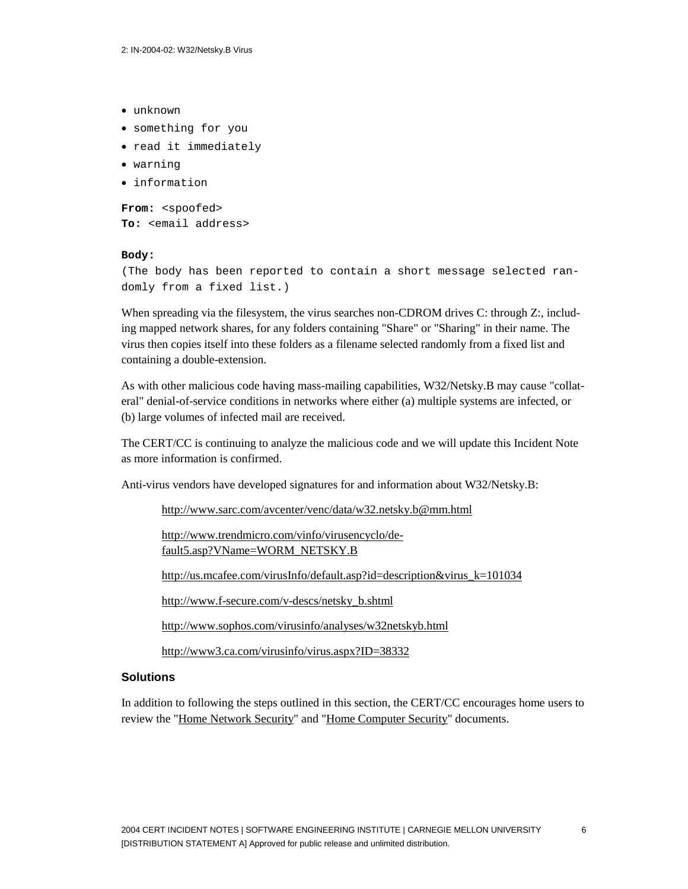- unknown
- something for you
- read it immediately
- warning
- information

**From:** <spoofed>
**To:** <email address>

**Body:**
(The body has been reported to contain a short message selected randomly from a fixed list.)

When spreading via the filesystem, the virus searches non-CDROM drives C: through Z:, including mapped network shares, for any folders containing "Share" or "Sharing" in their name. The virus then copies itself into these folders as a filename selected randomly from a fixed list and containing a double-extension.

As with other malicious code having mass-mailing capabilities, W32/Netsky.B may cause "collateral" denial-of-service conditions in networks where either (a) multiple systems are infected, or (b) large volumes of infected mail are received.

The CERT/CC is continuing to analyze the malicious code and we will update this Incident Note as more information is confirmed.

Anti-virus vendors have developed signatures for and information about W32/Netsky.B:

http://www.sarc.com/avcenter/venc/data/w32.netsky.b@mm.html

http://www.trendmicro.com/vinfo/virusencyclo/default5.asp?VName=WORM_NETSKY.B

http://us.mcafee.com/virusInfo/default.asp?id=description&virus_k=101034

http://www.f-secure.com/v-descs/netsky_b.shtml

http://www.sophos.com/virusinfo/analyses/w32netskyb.html

http://www3.ca.com/virusinfo/virus.aspx?ID=38332

### Solutions

In addition to following the steps outlined in this section, the CERT/CC encourages home users to review the "Home Network Security" and "Home Computer Security" documents.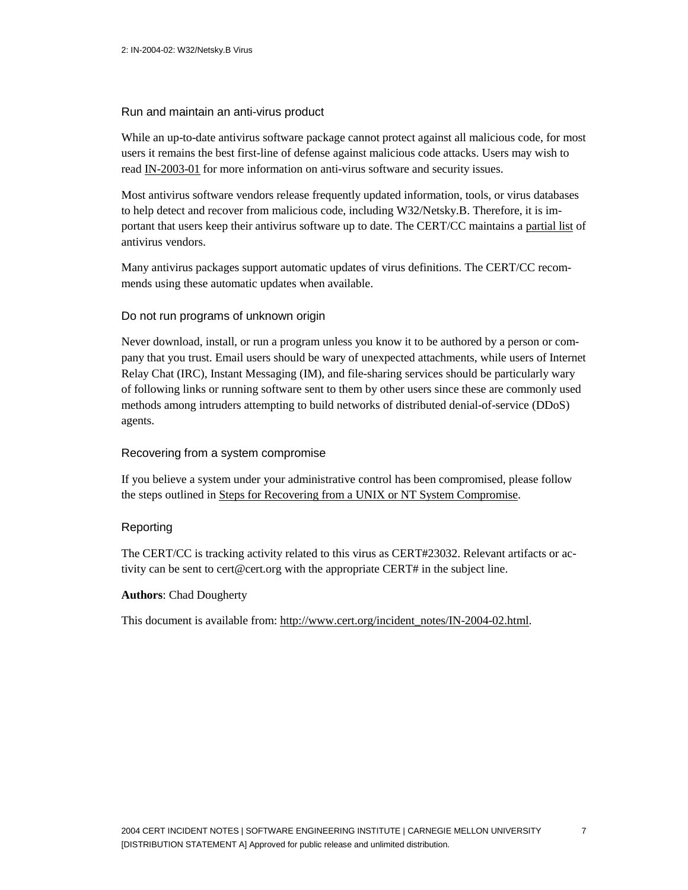### Run and maintain an anti-virus product

While an up-to-date antivirus software package cannot protect against all malicious code, for most users it remains the best first-line of defense against malicious code attacks. Users may wish to read IN-2003-01 for more information on anti-virus software and security issues.

Most antivirus software vendors release frequently updated information, tools, or virus databases to help detect and recover from malicious code, including W32/Netsky.B. Therefore, it is important that users keep their antivirus software up to date. The CERT/CC maintains a partial list of antivirus vendors.

Many antivirus packages support automatic updates of virus definitions. The CERT/CC recommends using these automatic updates when available.

### Do not run programs of unknown origin

Never download, install, or run a program unless you know it to be authored by a person or company that you trust. Email users should be wary of unexpected attachments, while users of Internet Relay Chat (IRC), Instant Messaging (IM), and file-sharing services should be particularly wary of following links or running software sent to them by other users since these are commonly used methods among intruders attempting to build networks of distributed denial-of-service (DDoS) agents.

### Recovering from a system compromise

If you believe a system under your administrative control has been compromised, please follow the steps outlined in Steps for Recovering from a UNIX or NT System Compromise.

### Reporting

The CERT/CC is tracking activity related to this virus as CERT#23032. Relevant artifacts or activity can be sent to cert@cert.org with the appropriate CERT# in the subject line.

**Authors**: Chad Dougherty

This document is available from: http://www.cert.org/incident_notes/IN-2004-02.html.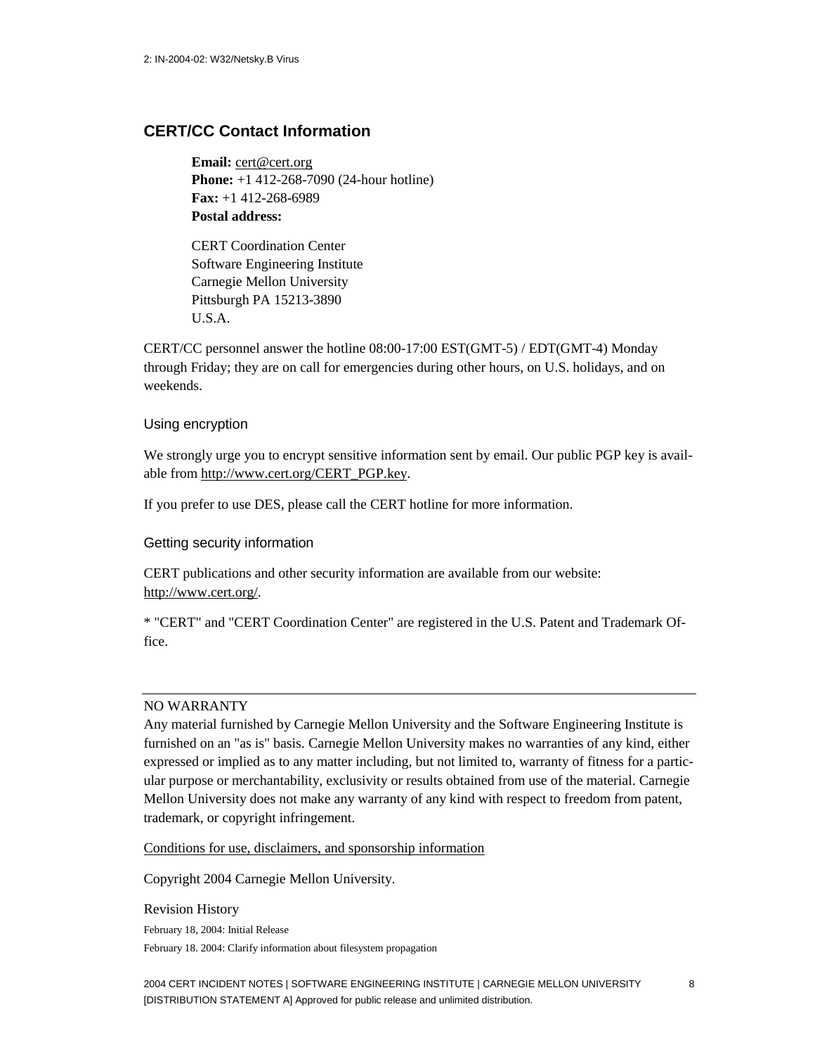## CERT/CC Contact Information

**Email:** cert@cert.org
**Phone:** +1 412-268-7090 (24-hour hotline)
**Fax:** +1 412-268-6989
**Postal address:**

CERT Coordination Center
Software Engineering Institute
Carnegie Mellon University
Pittsburgh PA 15213-3890
U.S.A.

CERT/CC personnel answer the hotline 08:00-17:00 EST(GMT-5) / EDT(GMT-4) Monday through Friday; they are on call for emergencies during other hours, on U.S. holidays, and on weekends.

### Using encryption

We strongly urge you to encrypt sensitive information sent by email. Our public PGP key is available from http://www.cert.org/CERT_PGP.key.

If you prefer to use DES, please call the CERT hotline for more information.

### Getting security information

CERT publications and other security information are available from our website: http://www.cert.org/.

* "CERT" and "CERT Coordination Center" are registered in the U.S. Patent and Trademark Office.

---

NO WARRANTY
Any material furnished by Carnegie Mellon University and the Software Engineering Institute is furnished on an "as is" basis. Carnegie Mellon University makes no warranties of any kind, either expressed or implied as to any matter including, but not limited to, warranty of fitness for a particular purpose or merchantability, exclusivity or results obtained from use of the material. Carnegie Mellon University does not make any warranty of any kind with respect to freedom from patent, trademark, or copyright infringement.

Conditions for use, disclaimers, and sponsorship information

Copyright 2004 Carnegie Mellon University.

Revision History

February 18, 2004: Initial Release
February 18. 2004: Clarify information about filesystem propagation

[DISTRIBUTION STATEMENT A] Approved for public release and unlimited distribution.